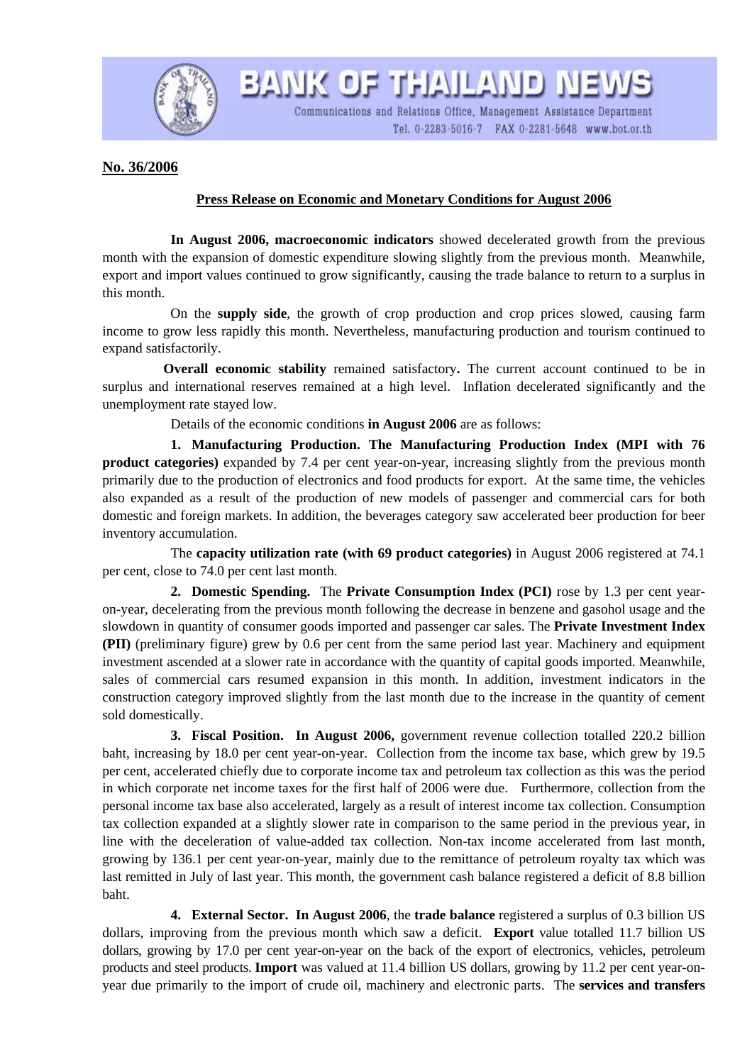# BANK OF THAILAND NEWS

Communications and Relations Office, Management Assistance Department
Tel. 0-2283-5016-7 FAX 0-2281-5648 www.bot.or.th

**No. 36/2006**

**Press Release on Economic and Monetary Conditions for August 2006**

**In August 2006, macroeconomic indicators** showed decelerated growth from the previous month with the expansion of domestic expenditure slowing slightly from the previous month. Meanwhile, export and import values continued to grow significantly, causing the trade balance to return to a surplus in this month.

On the **supply side**, the growth of crop production and crop prices slowed, causing farm income to grow less rapidly this month. Nevertheless, manufacturing production and tourism continued to expand satisfactorily.

**Overall economic stability** remained satisfactory**.** The current account continued to be in surplus and international reserves remained at a high level. Inflation decelerated significantly and the unemployment rate stayed low.

Details of the economic conditions **in August 2006** are as follows:

**1. Manufacturing Production. The Manufacturing Production Index (MPI with 76 product categories)** expanded by 7.4 per cent year-on-year, increasing slightly from the previous month primarily due to the production of electronics and food products for export. At the same time, the vehicles also expanded as a result of the production of new models of passenger and commercial cars for both domestic and foreign markets. In addition, the beverages category saw accelerated beer production for beer inventory accumulation.

The **capacity utilization rate (with 69 product categories)** in August 2006 registered at 74.1 per cent, close to 74.0 per cent last month.

**2. Domestic Spending.** The **Private Consumption Index (PCI)** rose by 1.3 per cent year-on-year, decelerating from the previous month following the decrease in benzene and gasohol usage and the slowdown in quantity of consumer goods imported and passenger car sales. The **Private Investment Index (PII)** (preliminary figure) grew by 0.6 per cent from the same period last year. Machinery and equipment investment ascended at a slower rate in accordance with the quantity of capital goods imported. Meanwhile, sales of commercial cars resumed expansion in this month. In addition, investment indicators in the construction category improved slightly from the last month due to the increase in the quantity of cement sold domestically.

**3. Fiscal Position. In August 2006,** government revenue collection totalled 220.2 billion baht, increasing by 18.0 per cent year-on-year. Collection from the income tax base, which grew by 19.5 per cent, accelerated chiefly due to corporate income tax and petroleum tax collection as this was the period in which corporate net income taxes for the first half of 2006 were due. Furthermore, collection from the personal income tax base also accelerated, largely as a result of interest income tax collection. Consumption tax collection expanded at a slightly slower rate in comparison to the same period in the previous year, in line with the deceleration of value-added tax collection. Non-tax income accelerated from last month, growing by 136.1 per cent year-on-year, mainly due to the remittance of petroleum royalty tax which was last remitted in July of last year. This month, the government cash balance registered a deficit of 8.8 billion baht.

**4. External Sector. In August 2006**, the **trade balance** registered a surplus of 0.3 billion US dollars, improving from the previous month which saw a deficit. **Export** value totalled 11.7 billion US dollars, growing by 17.0 per cent year-on-year on the back of the export of electronics, vehicles, petroleum products and steel products. **Import** was valued at 11.4 billion US dollars, growing by 11.2 per cent year-on-year due primarily to the import of crude oil, machinery and electronic parts. The **services and transfers**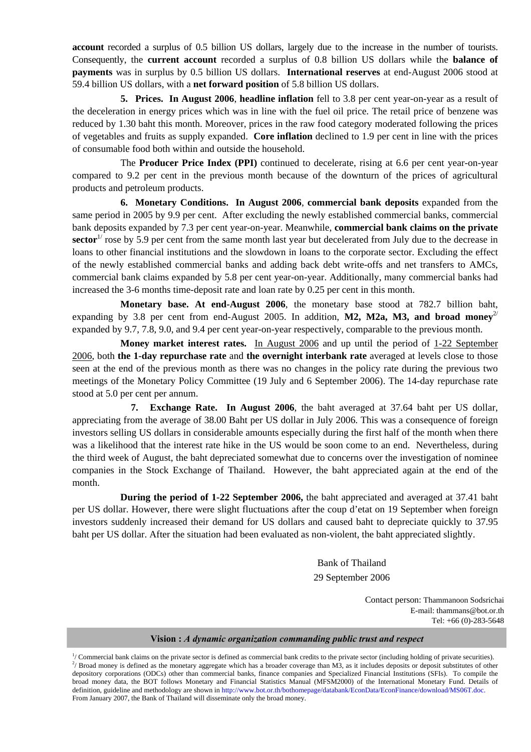**account** recorded a surplus of 0.5 billion US dollars, largely due to the increase in the number of tourists. Consequently, the **current account** recorded a surplus of 0.8 billion US dollars while the **balance of payments** was in surplus by 0.5 billion US dollars. **International reserves** at end-August 2006 stood at 59.4 billion US dollars, with a **net forward position** of 5.8 billion US dollars.

**5. Prices. In August 2006**, **headline inflation** fell to 3.8 per cent year-on-year as a result of the deceleration in energy prices which was in line with the fuel oil price. The retail price of benzene was reduced by 1.30 baht this month. Moreover, prices in the raw food category moderated following the prices of vegetables and fruits as supply expanded. **Core inflation** declined to 1.9 per cent in line with the prices of consumable food both within and outside the household.

The **Producer Price Index (PPI)** continued to decelerate, rising at 6.6 per cent year-on-year compared to 9.2 per cent in the previous month because of the downturn of the prices of agricultural products and petroleum products.

**6. Monetary Conditions. In August 2006**, **commercial bank deposits** expanded from the same period in 2005 by 9.9 per cent. After excluding the newly established commercial banks, commercial bank deposits expanded by 7.3 per cent year-on-year. Meanwhile, **commercial bank claims on the private sector**[1/] rose by 5.9 per cent from the same month last year but decelerated from July due to the decrease in loans to other financial institutions and the slowdown in loans to the corporate sector. Excluding the effect of the newly established commercial banks and adding back debt write-offs and net transfers to AMCs, commercial bank claims expanded by 5.8 per cent year-on-year. Additionally, many commercial banks had increased the 3-6 months time-deposit rate and loan rate by 0.25 per cent in this month.

**Monetary base. At end-August 2006**, the monetary base stood at 782.7 billion baht, expanding by 3.8 per cent from end-August 2005. In addition, **M2, M2a, M3, and broad money**[2/] expanded by 9.7, 7.8, 9.0, and 9.4 per cent year-on-year respectively, comparable to the previous month.

**Money market interest rates.** In August 2006 and up until the period of 1-22 September 2006, both **the 1-day repurchase rate** and **the overnight interbank rate** averaged at levels close to those seen at the end of the previous month as there was no changes in the policy rate during the previous two meetings of the Monetary Policy Committee (19 July and 6 September 2006). The 14-day repurchase rate stood at 5.0 per cent per annum.

**7. Exchange Rate. In August 2006**, the baht averaged at 37.64 baht per US dollar, appreciating from the average of 38.00 Baht per US dollar in July 2006. This was a consequence of foreign investors selling US dollars in considerable amounts especially during the first half of the month when there was a likelihood that the interest rate hike in the US would be soon come to an end. Nevertheless, during the third week of August, the baht depreciated somewhat due to concerns over the investigation of nominee companies in the Stock Exchange of Thailand. However, the baht appreciated again at the end of the month.

**During the period of 1-22 September 2006,** the baht appreciated and averaged at 37.41 baht per US dollar. However, there were slight fluctuations after the coup d'etat on 19 September when foreign investors suddenly increased their demand for US dollars and caused baht to depreciate quickly to 37.95 baht per US dollar. After the situation had been evaluated as non-violent, the baht appreciated slightly.

Bank of Thailand
29 September 2006

Contact person: Thammanoon Sodsrichai
E-mail: thammans@bot.or.th
Tel: +66 (0)-283-5648

**Vision :** ***A dynamic organization commanding public trust and respect***

[1/] Commercial bank claims on the private sector is defined as commercial bank credits to the private sector (including holding of private securities).
[2/] Broad money is defined as the monetary aggregate which has a broader coverage than M3, as it includes deposits or deposit substitutes of other depository corporations (ODCs) other than commercial banks, finance companies and Specialized Financial Institutions (SFIs). To compile the broad money data, the BOT follows Monetary and Financial Statistics Manual (MFSM2000) of the International Monetary Fund. Details of definition, guideline and methodology are shown in http://www.bot.or.th/bothomepage/databank/EconData/EconFinance/download/MS06T.doc.
From January 2007, the Bank of Thailand will disseminate only the broad money.